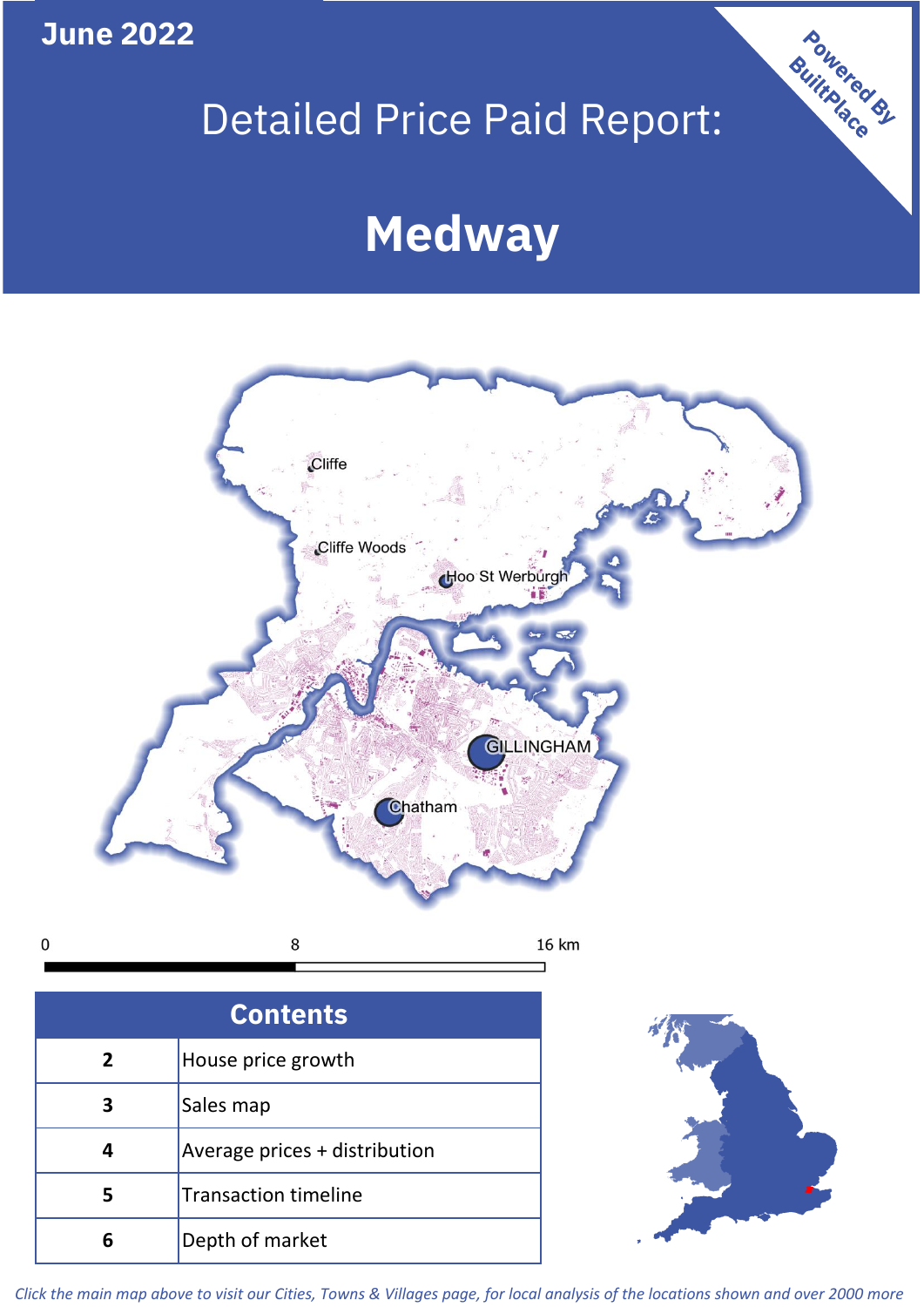June 2022

# Detailed Price Paid Report:

# Medway

Powered By BuiltPlace

Cliffe

Cliffe Woods

Hoo St Werburgh

GILLINGHAM

Chatham

0 8 16 km

| Contents | |
|---|---|
| 2 | House price growth |
| 3 | Sales map |
| 4 | Average prices + distribution |
| 5 | Transaction timeline |
| 6 | Depth of market |

*Click the main map above to visit our Cities, Towns & Villages page, for local analysis of the locations shown and over 2000 more*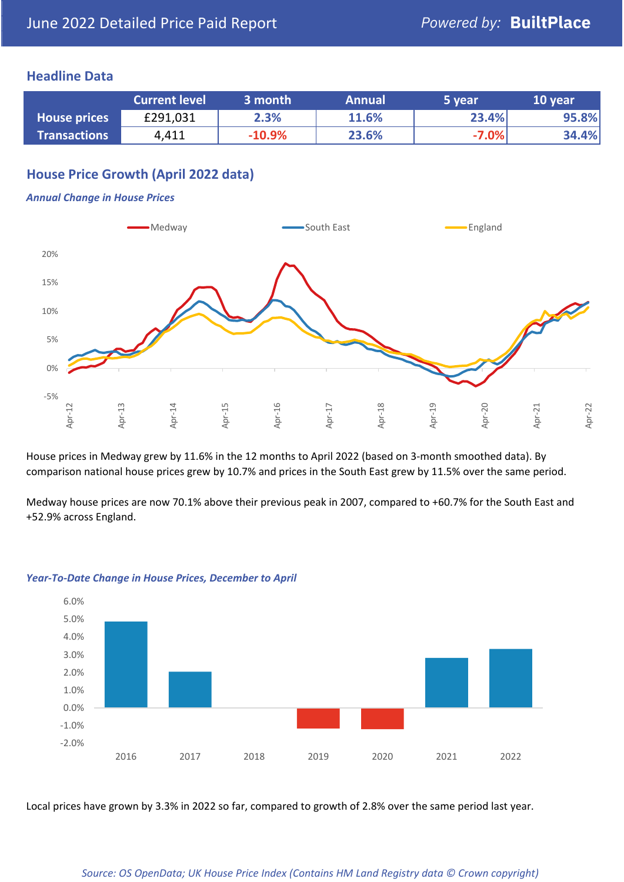June 2022 Detailed Price Paid Report — *Powered by:* **BuiltPlace**

## Headline Data

| | Current level | 3 month | Annual | 5 year | 10 year |
|---|---|---|---|---|---|
| **House prices** | £291,031 | 2.3% | 11.6% | 23.4% | 95.8% |
| **Transactions** | 4,411 | -10.9% | 23.6% | -7.0% | 34.4% |

## House Price Growth (April 2022 data)

***Annual Change in House Prices***

House prices in Medway grew by 11.6% in the 12 months to April 2022 (based on 3-month smoothed data). By comparison national house prices grew by 10.7% and prices in the South East grew by 11.5% over the same period.

Medway house prices are now 70.1% above their previous peak in 2007, compared to +60.7% for the South East and +52.9% across England.

***Year-To-Date Change in House Prices, December to April***

Local prices have grown by 3.3% in 2022 so far, compared to growth of 2.8% over the same period last year.

*Source: OS OpenData; UK House Price Index (Contains HM Land Registry data © Crown copyright)*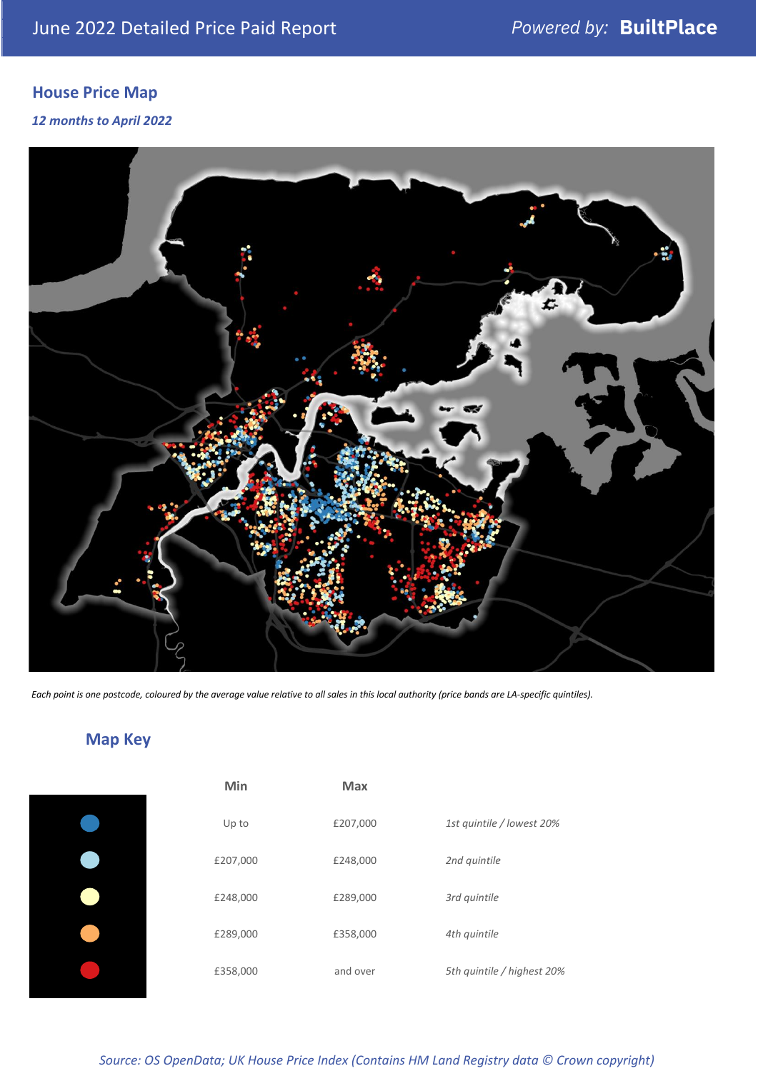## House Price Map

*12 months to April 2022*

*Each point is one postcode, coloured by the average value relative to all sales in this local authority (price bands are LA-specific quintiles).*

## Map Key

| Min | Max | |
|---|---|---|
| Up to | £207,000 | *1st quintile / lowest 20%* |
| £207,000 | £248,000 | *2nd quintile* |
| £248,000 | £289,000 | *3rd quintile* |
| £289,000 | £358,000 | *4th quintile* |
| £358,000 | and over | *5th quintile / highest 20%* |

*Source: OS OpenData; UK House Price Index (Contains HM Land Registry data © Crown copyright)*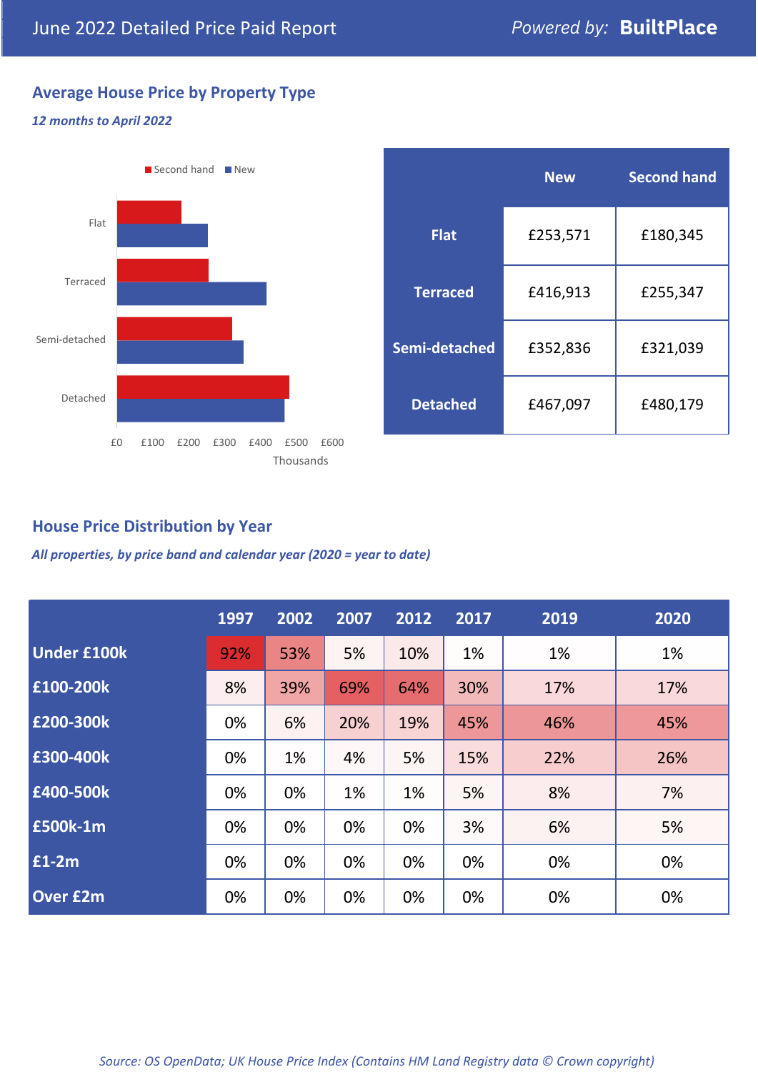June 2022 Detailed Price Paid Report

*Powered by:* **BuiltPlace**

## Average House Price by Property Type

*12 months to April 2022*

| | New | Second hand |
|---|---|---|
| **Flat** | £253,571 | £180,345 |
| **Terraced** | £416,913 | £255,347 |
| **Semi-detached** | £352,836 | £321,039 |
| **Detached** | £467,097 | £480,179 |

## House Price Distribution by Year

*All properties, by price band and calendar year (2020 = year to date)*

| | 1997 | 2002 | 2007 | 2012 | 2017 | 2019 | 2020 |
|---|---|---|---|---|---|---|---|
| **Under £100k** | 92% | 53% | 5% | 10% | 1% | 1% | 1% |
| **£100-200k** | 8% | 39% | 69% | 64% | 30% | 17% | 17% |
| **£200-300k** | 0% | 6% | 20% | 19% | 45% | 46% | 45% |
| **£300-400k** | 0% | 1% | 4% | 5% | 15% | 22% | 26% |
| **£400-500k** | 0% | 0% | 1% | 1% | 5% | 8% | 7% |
| **£500k-1m** | 0% | 0% | 0% | 0% | 3% | 6% | 5% |
| **£1-2m** | 0% | 0% | 0% | 0% | 0% | 0% | 0% |
| **Over £2m** | 0% | 0% | 0% | 0% | 0% | 0% | 0% |

*Source: OS OpenData; UK House Price Index (Contains HM Land Registry data © Crown copyright)*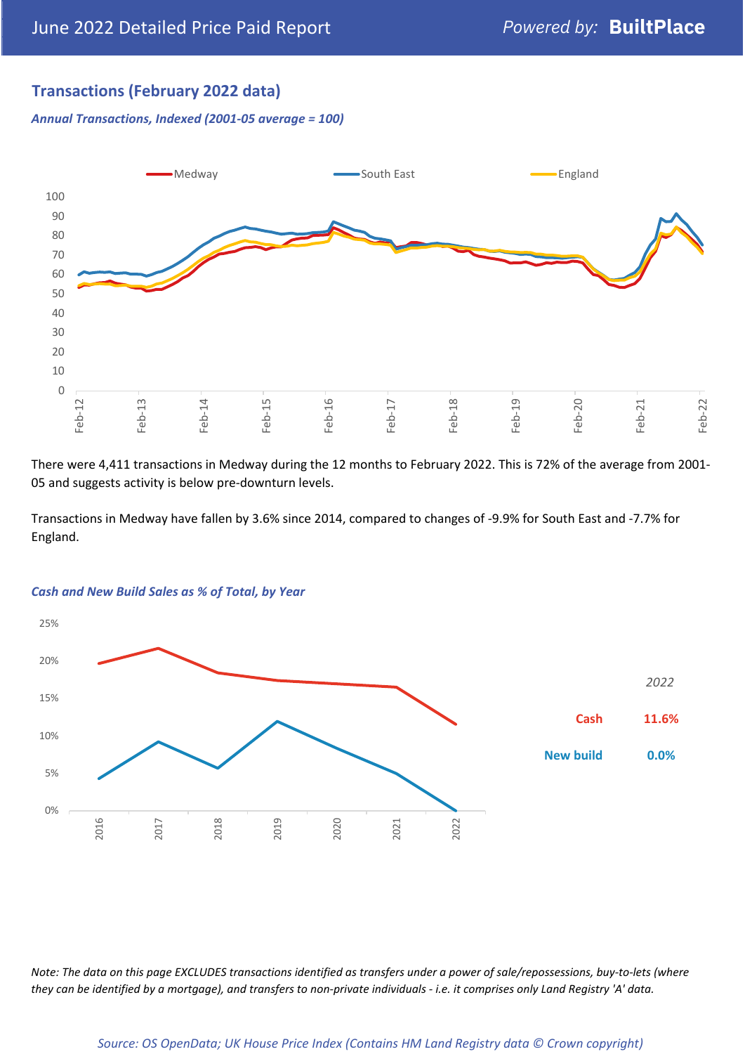## Transactions (February 2022 data)

*Annual Transactions, Indexed (2001-05 average = 100)*

There were 4,411 transactions in Medway during the 12 months to February 2022. This is 72% of the average from 2001-05 and suggests activity is below pre-downturn levels.

Transactions in Medway have fallen by 3.6% since 2014, compared to changes of -9.9% for South East and -7.7% for England.

*Cash and New Build Sales as % of Total, by Year*

| | 2022 |
|---|---|
| Cash | 11.6% |
| New build | 0.0% |

*Note: The data on this page EXCLUDES transactions identified as transfers under a power of sale/repossessions, buy-to-lets (where they can be identified by a mortgage), and transfers to non-private individuals - i.e. it comprises only Land Registry 'A' data.*

*Source: OS OpenData; UK House Price Index (Contains HM Land Registry data © Crown copyright)*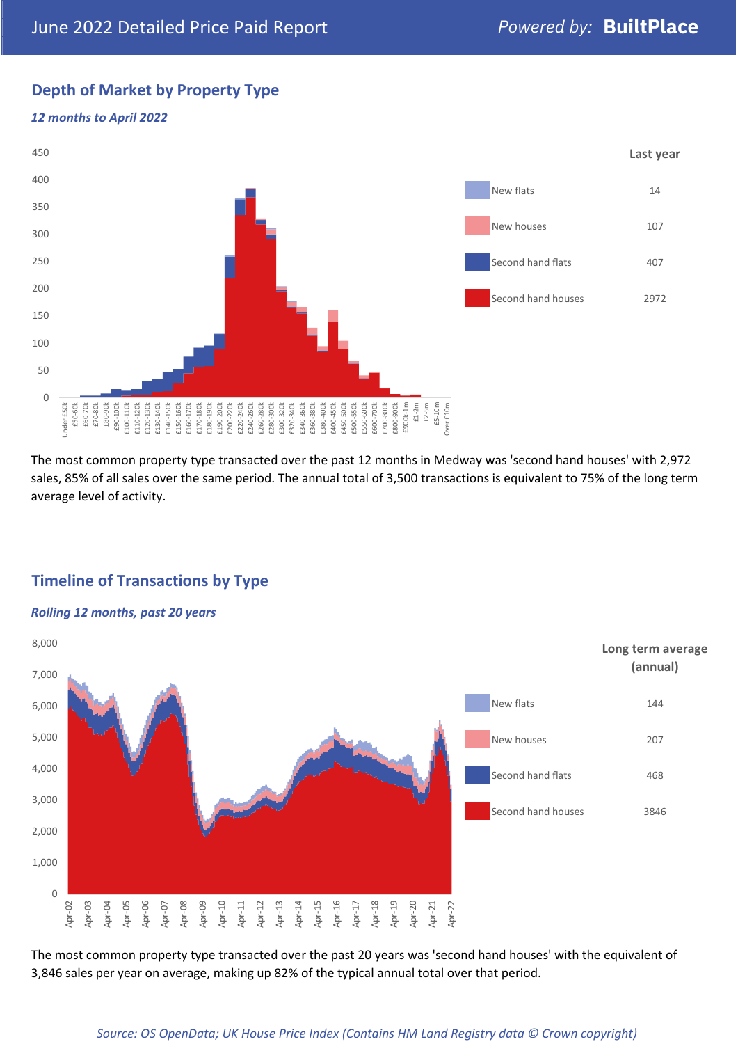June 2022 Detailed Price Paid Report

Powered by: **BuiltPlace**

## Depth of Market by Property Type

*12 months to April 2022*

450
400
350
300
250
200
150
100
50
0

Under £50k, £50-60k, £60-70k, £70-80k, £80-90k, £90-100k, £100-110k, £110-120k, £120-130k, £130-140k, £140-150k, £150-160k, £160-170k, £170-180k, £180-190k, £190-200k, £200-220k, £220-240k, £240-260k, £260-280k, £280-300k, £300-320k, £320-340k, £340-360k, £360-380k, £380-400k, £400-450k, £450-500k, £500-550k, £550-600k, £600-700k, £700-800k, £800-900k, £900k-1m, £1-2m, £2-5m, £5-10m, Over £10m

**Last year**

New flats 14
New houses 107
Second hand flats 407
Second hand houses 2972

The most common property type transacted over the past 12 months in Medway was 'second hand houses' with 2,972 sales, 85% of all sales over the same period. The annual total of 3,500 transactions is equivalent to 75% of the long term average level of activity.

## Timeline of Transactions by Type

*Rolling 12 months, past 20 years*

8,000
7,000
6,000
5,000
4,000
3,000
2,000
1,000
0

Apr-02, Apr-03, Apr-04, Apr-05, Apr-06, Apr-07, Apr-08, Apr-09, Apr-10, Apr-11, Apr-12, Apr-13, Apr-14, Apr-15, Apr-16, Apr-17, Apr-18, Apr-19, Apr-20, Apr-21, Apr-22

**Long term average (annual)**

New flats 144
New houses 207
Second hand flats 468
Second hand houses 3846

The most common property type transacted over the past 20 years was 'second hand houses' with the equivalent of 3,846 sales per year on average, making up 82% of the typical annual total over that period.

*Source: OS OpenData; UK House Price Index (Contains HM Land Registry data © Crown copyright)*